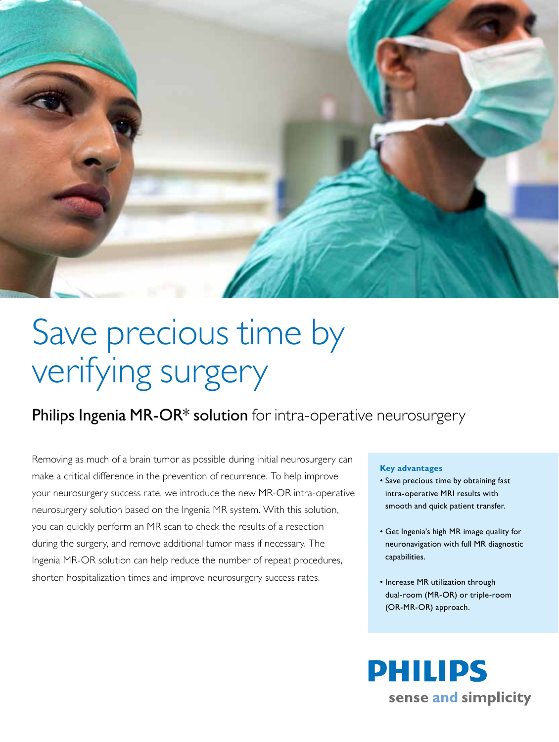# Save precious time by verifying surgery

## **Philips Ingenia MR-OR* solution** for intra-operative neurosurgery

Removing as much of a brain tumor as possible during initial neurosurgery can make a critical difference in the prevention of recurrence. To help improve your neurosurgery success rate, we introduce the new MR-OR intra-operative neurosurgery solution based on the Ingenia MR system. With this solution, you can quickly perform an MR scan to check the results of a resection during the surgery, and remove additional tumor mass if necessary. The Ingenia MR-OR solution can help reduce the number of repeat procedures, shorten hospitalization times and improve neurosurgery success rates.

**Key advantages**

- Save precious time by obtaining fast intra-operative MRI results with smooth and quick patient transfer.
- Get Ingenia's high MR image quality for neuronavigation with full MR diagnostic capabilities.
- Increase MR utilization through dual-room (MR-OR) or triple-room (OR-MR-OR) approach.

**PHILIPS**

sense and simplicity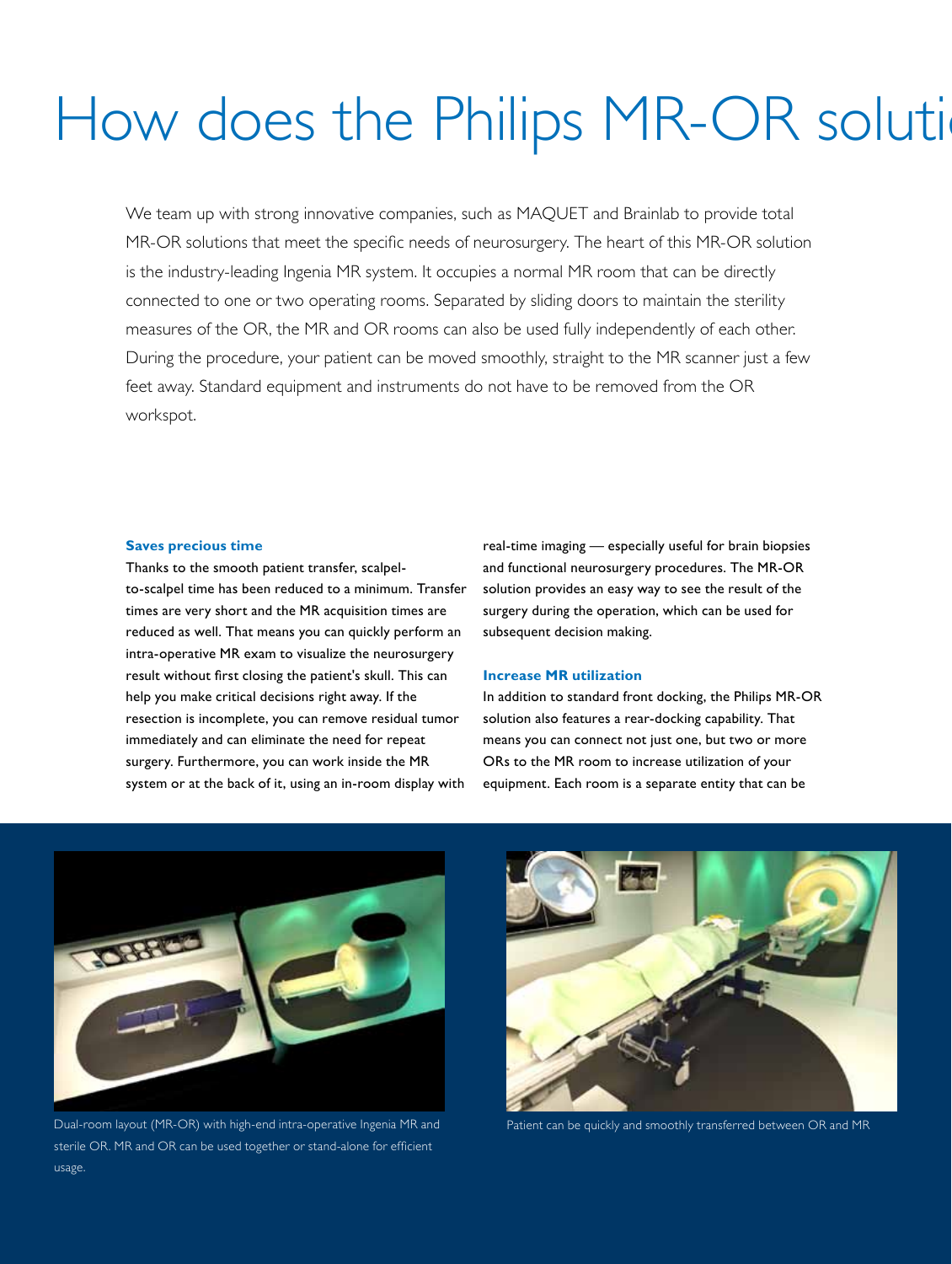# How does the Philips MR-OR soluti

We team up with strong innovative companies, such as MAQUET and Brainlab to provide total MR-OR solutions that meet the specific needs of neurosurgery. The heart of this MR-OR solution is the industry-leading Ingenia MR system. It occupies a normal MR room that can be directly connected to one or two operating rooms. Separated by sliding doors to maintain the sterility measures of the OR, the MR and OR rooms can also be used fully independently of each other. During the procedure, your patient can be moved smoothly, straight to the MR scanner just a few feet away. Standard equipment and instruments do not have to be removed from the OR workspot.

**Saves precious time**

Thanks to the smooth patient transfer, scalpel-to-scalpel time has been reduced to a minimum. Transfer times are very short and the MR acquisition times are reduced as well. That means you can quickly perform an intra-operative MR exam to visualize the neurosurgery result without first closing the patient's skull. This can help you make critical decisions right away. If the resection is incomplete, you can remove residual tumor immediately and can eliminate the need for repeat surgery. Furthermore, you can work inside the MR system or at the back of it, using an in-room display with real-time imaging — especially useful for brain biopsies and functional neurosurgery procedures. The MR-OR solution provides an easy way to see the result of the surgery during the operation, which can be used for subsequent decision making.

**Increase MR utilization**

In addition to standard front docking, the Philips MR-OR solution also features a rear-docking capability. That means you can connect not just one, but two or more ORs to the MR room to increase utilization of your equipment. Each room is a separate entity that can be

Dual-room layout (MR-OR) with high-end intra-operative Ingenia MR and sterile OR. MR and OR can be used together or stand-alone for efficient usage.

Patient can be quickly and smoothly transferred between OR and MR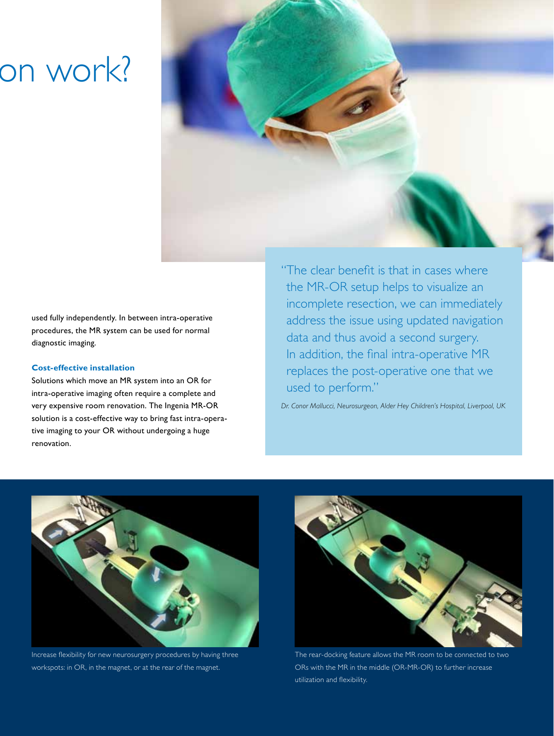on work?

used fully independently. In between intra-operative procedures, the MR system can be used for normal diagnostic imaging.

**Cost-effective installation**

Solutions which move an MR system into an OR for intra-operative imaging often require a complete and very expensive room renovation. The Ingenia MR-OR solution is a cost-effective way to bring fast intra-operative imaging to your OR without undergoing a huge renovation.

"The clear benefit is that in cases where the MR-OR setup helps to visualize an incomplete resection, we can immediately address the issue using updated navigation data and thus avoid a second surgery. In addition, the final intra-operative MR replaces the post-operative one that we used to perform."

*Dr. Conor Mallucci, Neurosurgeon, Alder Hey Children's Hospital, Liverpool, UK*

Increase flexibility for new neurosurgery procedures by having three workspots: in OR, in the magnet, or at the rear of the magnet.

The rear-docking feature allows the MR room to be connected to two ORs with the MR in the middle (OR-MR-OR) to further increase utilization and flexibility.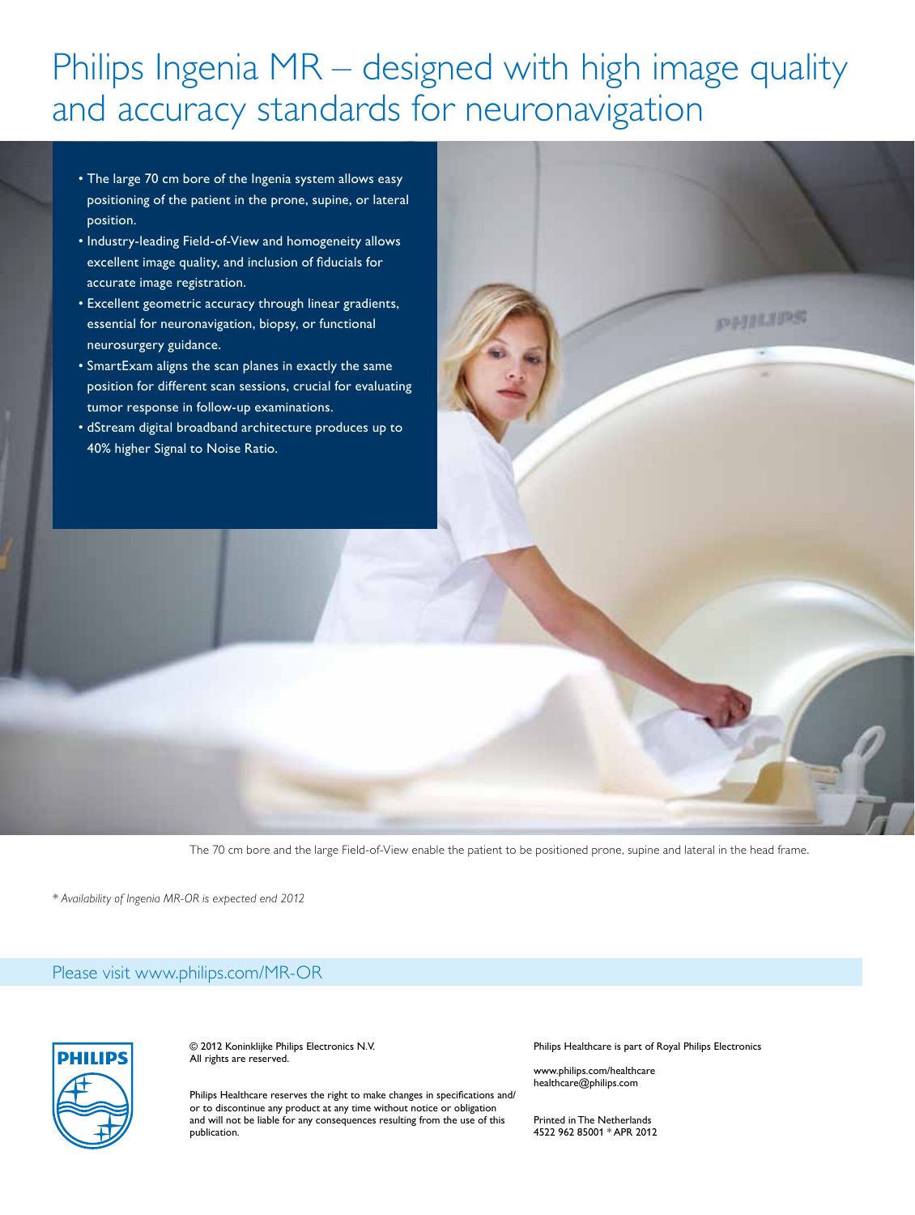# Philips Ingenia MR – designed with high image quality and accuracy standards for neuronavigation

- The large 70 cm bore of the Ingenia system allows easy positioning of the patient in the prone, supine, or lateral position.
- Industry-leading Field-of-View and homogeneity allows excellent image quality, and inclusion of fiducials for accurate image registration.
- Excellent geometric accuracy through linear gradients, essential for neuronavigation, biopsy, or functional neurosurgery guidance.
- SmartExam aligns the scan planes in exactly the same position for different scan sessions, crucial for evaluating tumor response in follow-up examinations.
- dStream digital broadband architecture produces up to 40% higher Signal to Noise Ratio.

The 70 cm bore and the large Field-of-View enable the patient to be positioned prone, supine and lateral in the head frame.

*\* Availability of Ingenia MR-OR is expected end 2012*

Please visit www.philips.com/MR-OR

© 2012 Koninklijke Philips Electronics N.V.
All rights are reserved.

Philips Healthcare reserves the right to make changes in specifications and/or to discontinue any product at any time without notice or obligation and will not be liable for any consequences resulting from the use of this publication.

Philips Healthcare is part of Royal Philips Electronics

www.philips.com/healthcare
healthcare@philips.com

Printed in The Netherlands
4522 962 85001 * APR 2012